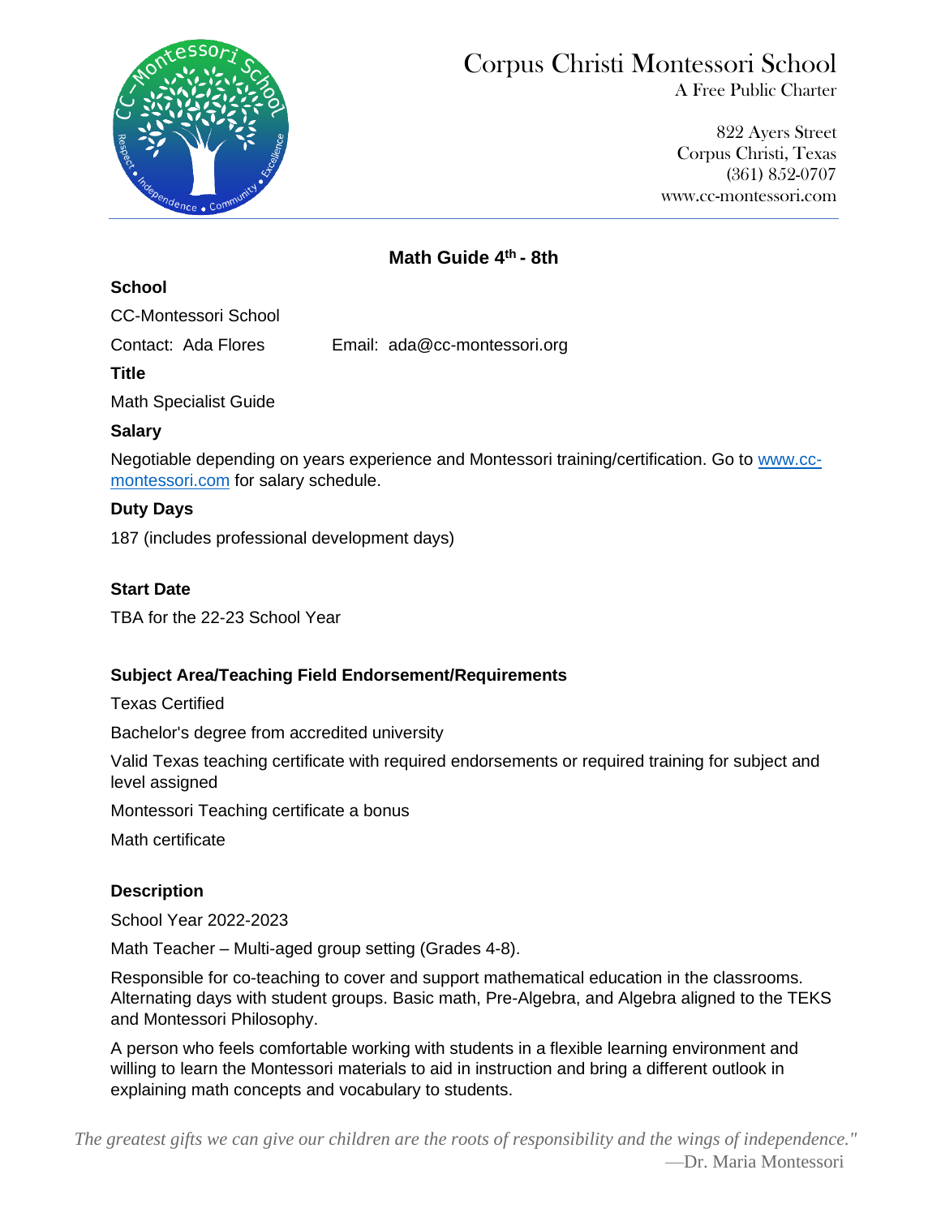# Corpus Christi Montessori School

A Free Public Charter

822 Ayers Street
Corpus Christi, Texas
(361) 852-0707
www.cc-montessori.com

## Math Guide 4th - 8th

**School**

CC-Montessori School

Contact: Ada Flores Email: ada@cc-montessori.org

**Title**

Math Specialist Guide

**Salary**

Negotiable depending on years experience and Montessori training/certification. Go to [www.cc-montessori.com](www.cc-montessori.com) for salary schedule.

**Duty Days**

187 (includes professional development days)

**Start Date**

TBA for the 22-23 School Year

**Subject Area/Teaching Field Endorsement/Requirements**

Texas Certified

Bachelor's degree from accredited university

Valid Texas teaching certificate with required endorsements or required training for subject and level assigned

Montessori Teaching certificate a bonus

Math certificate

**Description**

School Year 2022-2023

Math Teacher – Multi-aged group setting (Grades 4-8).

Responsible for co-teaching to cover and support mathematical education in the classrooms. Alternating days with student groups. Basic math, Pre-Algebra, and Algebra aligned to the TEKS and Montessori Philosophy.

A person who feels comfortable working with students in a flexible learning environment and willing to learn the Montessori materials to aid in instruction and bring a different outlook in explaining math concepts and vocabulary to students.

*The greatest gifts we can give our children are the roots of responsibility and the wings of independence."*
—Dr. Maria Montessori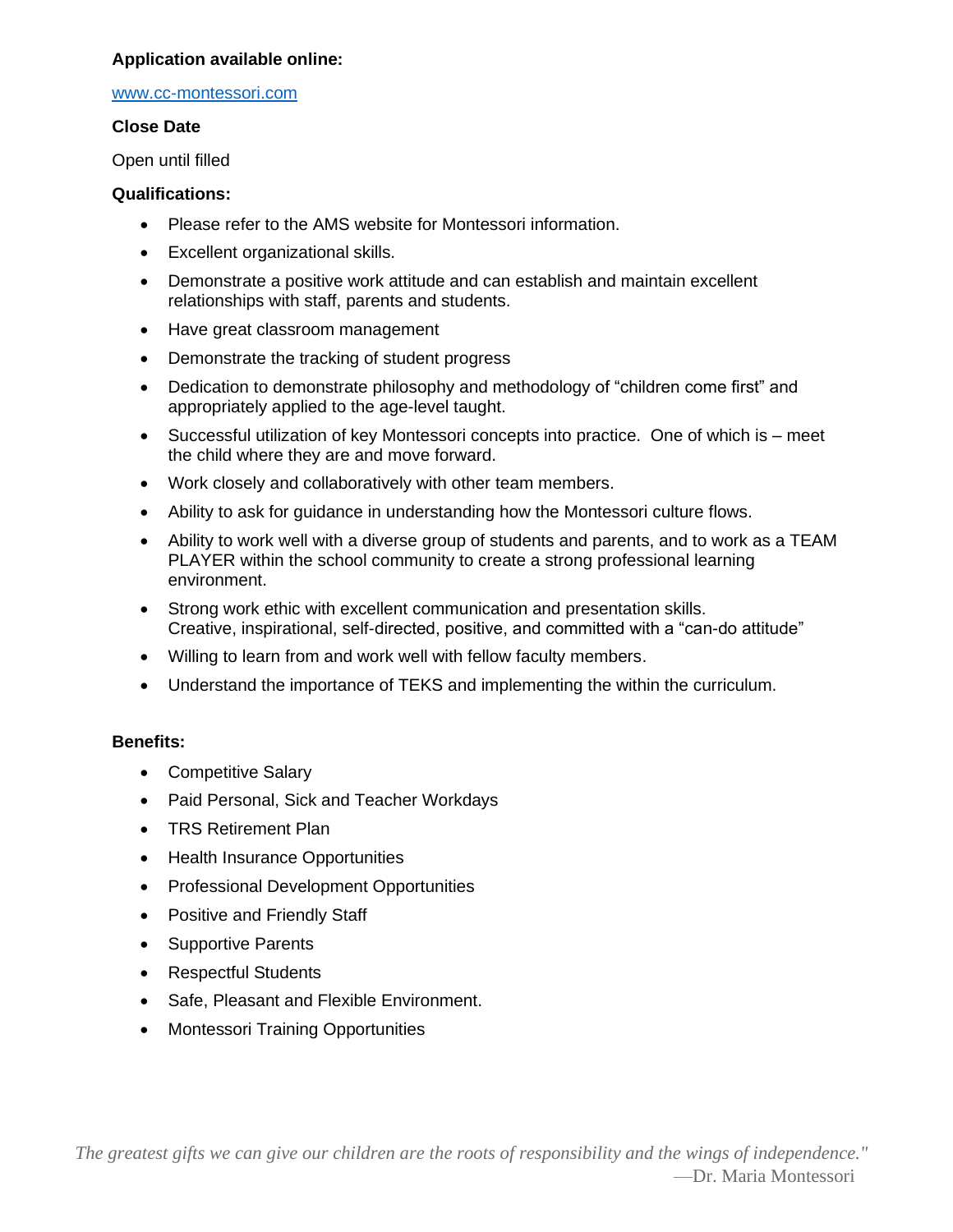**Application available online:**

www.cc-montessori.com

**Close Date**

Open until filled

**Qualifications:**

- Please refer to the AMS website for Montessori information.
- Excellent organizational skills.
- Demonstrate a positive work attitude and can establish and maintain excellent relationships with staff, parents and students.
- Have great classroom management
- Demonstrate the tracking of student progress
- Dedication to demonstrate philosophy and methodology of “children come first” and appropriately applied to the age-level taught.
- Successful utilization of key Montessori concepts into practice. One of which is – meet the child where they are and move forward.
- Work closely and collaboratively with other team members.
- Ability to ask for guidance in understanding how the Montessori culture flows.
- Ability to work well with a diverse group of students and parents, and to work as a TEAM PLAYER within the school community to create a strong professional learning environment.
- Strong work ethic with excellent communication and presentation skills.
  Creative, inspirational, self-directed, positive, and committed with a “can-do attitude”
- Willing to learn from and work well with fellow faculty members.
- Understand the importance of TEKS and implementing the within the curriculum.

**Benefits:**

- Competitive Salary
- Paid Personal, Sick and Teacher Workdays
- TRS Retirement Plan
- Health Insurance Opportunities
- Professional Development Opportunities
- Positive and Friendly Staff
- Supportive Parents
- Respectful Students
- Safe, Pleasant and Flexible Environment.
- Montessori Training Opportunities

*The greatest gifts we can give our children are the roots of responsibility and the wings of independence."*

—Dr. Maria Montessori